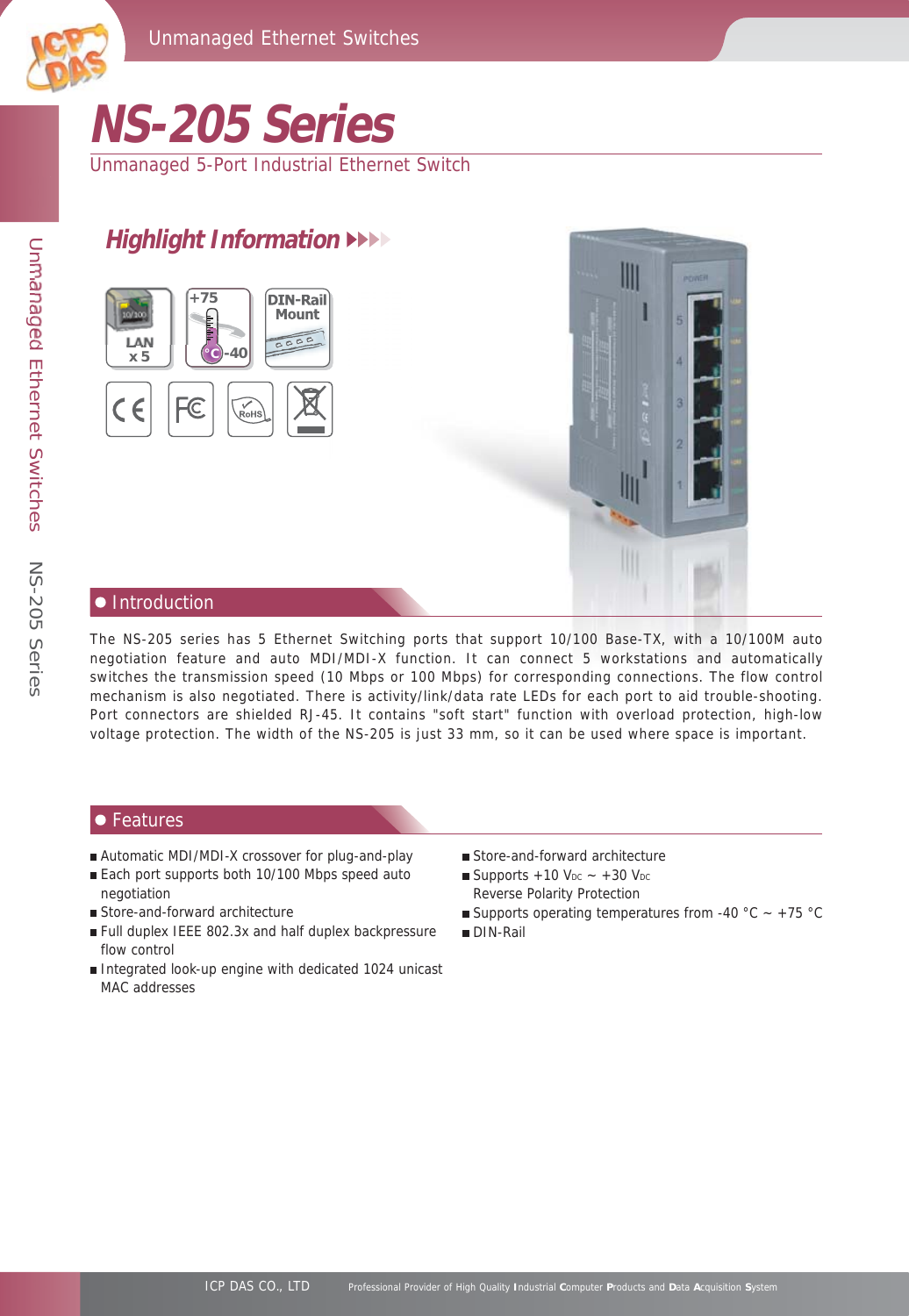# NS-205 Series

Unmanaged 5-Port Industrial Ethernet Switch

## Highlight Information

LAN x 5

+75 / -40 °C

DIN-Rail Mount

## Introduction

The NS-205 series has 5 Ethernet Switching ports that support 10/100 Base-TX, with a 10/100M auto negotiation feature and auto MDI/MDI-X function. It can connect 5 workstations and automatically switches the transmission speed (10 Mbps or 100 Mbps) for corresponding connections. The flow control mechanism is also negotiated. There is activity/link/data rate LEDs for each port to aid trouble-shooting. Port connectors are shielded RJ-45. It contains "soft start" function with overload protection, high-low voltage protection. The width of the NS-205 is just 33 mm, so it can be used where space is important.

## Features

- Automatic MDI/MDI-X crossover for plug-and-play
- Each port supports both 10/100 Mbps speed auto negotiation
- Store-and-forward architecture
- Full duplex IEEE 802.3x and half duplex backpressure flow control
- Integrated look-up engine with dedicated 1024 unicast MAC addresses
- Store-and-forward architecture
- Supports +10 $V_{DC}$ ~ +30 $V_{DC}$ Reverse Polarity Protection
- Supports operating temperatures from -40 °C ~ +75 °C
- DIN-Rail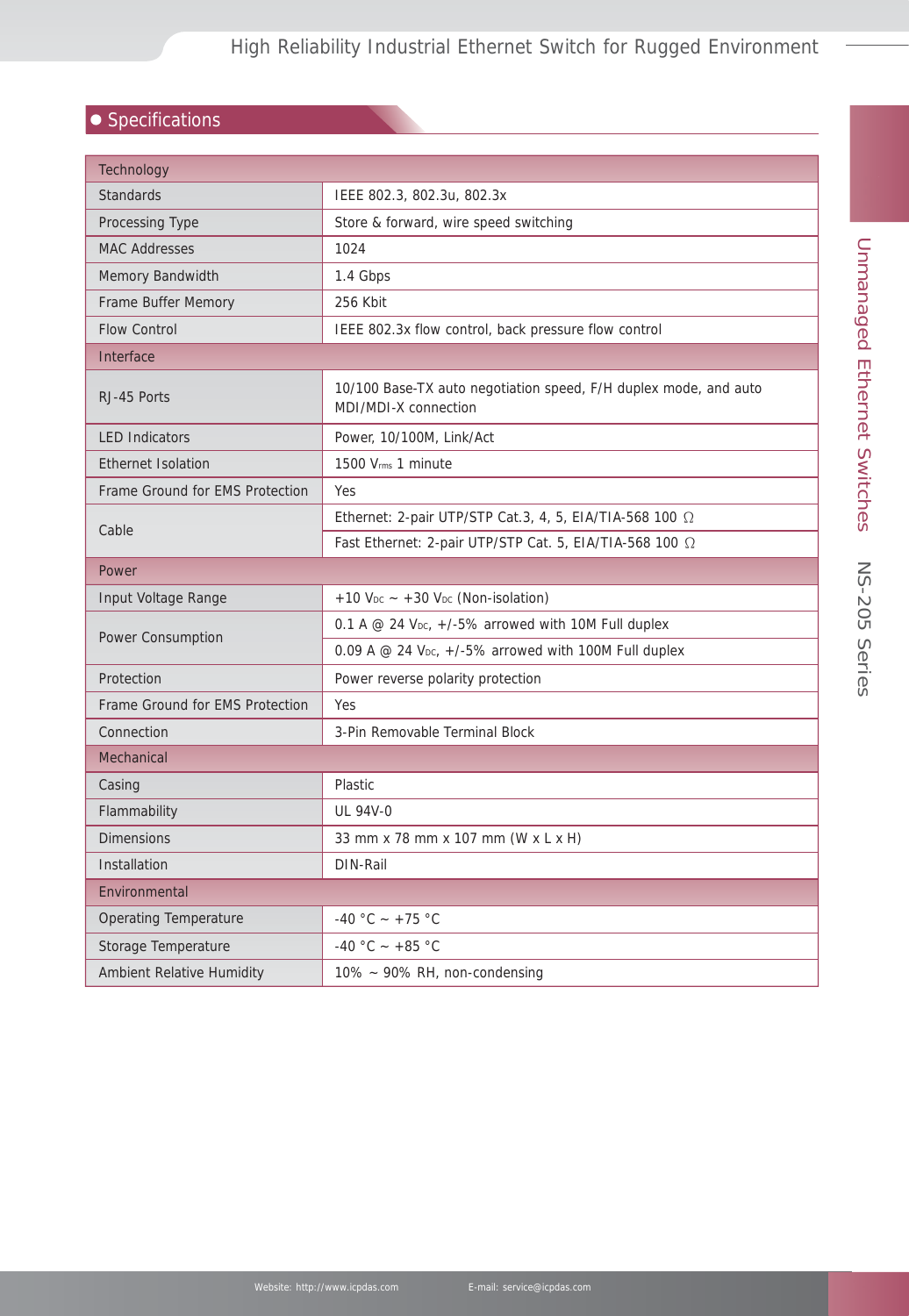## Specifications

| Technology | |
|---|---|
| Standards | IEEE 802.3, 802.3u, 802.3x |
| Processing Type | Store & forward, wire speed switching |
| MAC Addresses | 1024 |
| Memory Bandwidth | 1.4 Gbps |
| Frame Buffer Memory | 256 Kbit |
| Flow Control | IEEE 802.3x flow control, back pressure flow control |
| **Interface** | |
| RJ-45 Ports | 10/100 Base-TX auto negotiation speed, F/H duplex mode, and auto MDI/MDI-X connection |
| LED Indicators | Power, 10/100M, Link/Act |
| Ethernet Isolation | 1500 $V_{rms}$ 1 minute |
| Frame Ground for EMS Protection | Yes |
| Cable | Ethernet: 2-pair UTP/STP Cat.3, 4, 5, EIA/TIA-568 100 Ω |
| | Fast Ethernet: 2-pair UTP/STP Cat. 5, EIA/TIA-568 100 Ω |
| **Power** | |
| Input Voltage Range | +10 $V_{DC}$ ~ +30 $V_{DC}$ (Non-isolation) |
| Power Consumption | 0.1 A @ 24 $V_{DC}$, +/-5% arrowed with 10M Full duplex |
| | 0.09 A @ 24 $V_{DC}$, +/-5% arrowed with 100M Full duplex |
| Protection | Power reverse polarity protection |
| Frame Ground for EMS Protection | Yes |
| Connection | 3-Pin Removable Terminal Block |
| **Mechanical** | |
| Casing | Plastic |
| Flammability | UL 94V-0 |
| Dimensions | 33 mm x 78 mm x 107 mm (W x L x H) |
| Installation | DIN-Rail |
| **Environmental** | |
| Operating Temperature | -40 °C ~ +75 °C |
| Storage Temperature | -40 °C ~ +85 °C |
| Ambient Relative Humidity | 10% ~ 90% RH, non-condensing |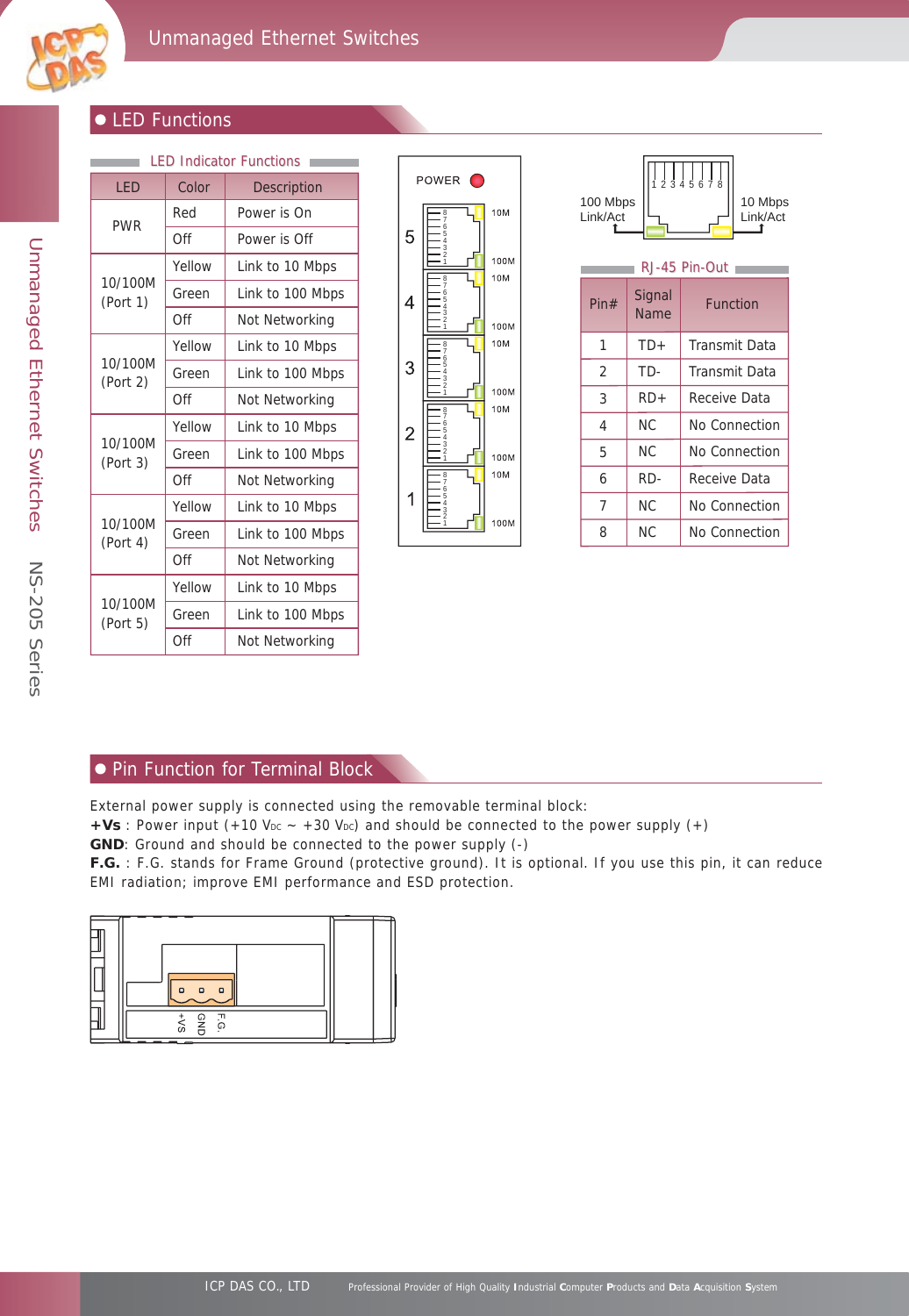## LED Functions

**LED Indicator Functions**

| LED | Color | Description |
|---|---|---|
| PWR | Red | Power is On |
| | Off | Power is Off |
| 10/100M (Port 1) | Yellow | Link to 10 Mbps |
| | Green | Link to 100 Mbps |
| | Off | Not Networking |
| 10/100M (Port 2) | Yellow | Link to 10 Mbps |
| | Green | Link to 100 Mbps |
| | Off | Not Networking |
| 10/100M (Port 3) | Yellow | Link to 10 Mbps |
| | Green | Link to 100 Mbps |
| | Off | Not Networking |
| 10/100M (Port 4) | Yellow | Link to 10 Mbps |
| | Green | Link to 100 Mbps |
| | Off | Not Networking |
| 10/100M (Port 5) | Yellow | Link to 10 Mbps |
| | Green | Link to 100 Mbps |
| | Off | Not Networking |

POWER

5 4 3 2 1 — 10M / 100M

100 Mbps Link/Act — 10 Mbps Link/Act

**RJ-45 Pin-Out**

| Pin# | Signal Name | Function |
|---|---|---|
| 1 | TD+ | Transmit Data |
| 2 | TD- | Transmit Data |
| 3 | RD+ | Receive Data |
| 4 | NC | No Connection |
| 5 | NC | No Connection |
| 6 | RD- | Receive Data |
| 7 | NC | No Connection |
| 8 | NC | No Connection |

## Pin Function for Terminal Block

External power supply is connected using the removable terminal block:
**+Vs** : Power input (+10 $V_{DC}$ ~ +30 $V_{DC}$) and should be connected to the power supply (+)
**GND**: Ground and should be connected to the power supply (-)
**F.G.** : F.G. stands for Frame Ground (protective ground). It is optional. If you use this pin, it can reduce EMI radiation; improve EMI performance and ESD protection.

+Vs GND F.G.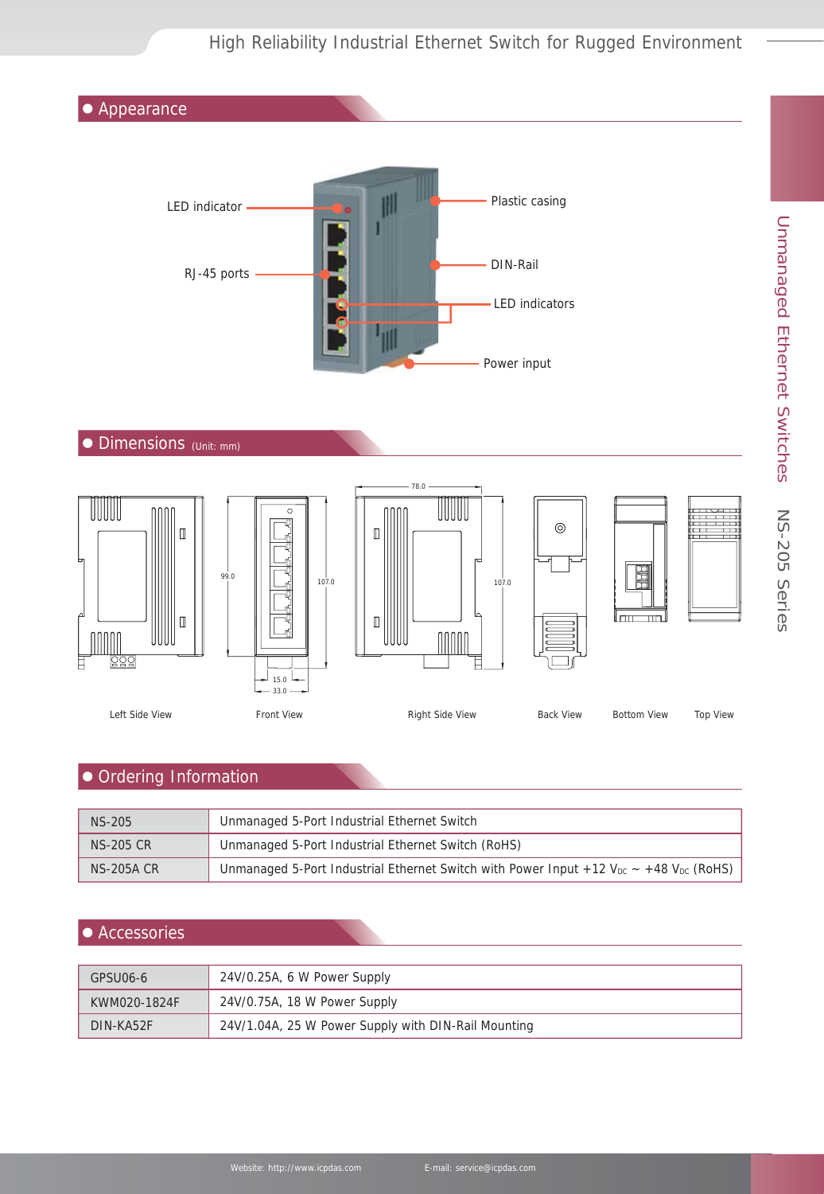## Appearance

LED indicator

RJ-45 ports

Plastic casing

DIN-Rail

LED indicators

Power input

## Dimensions (Unit: mm)

78.0

99.0

107.0

107.0

15.0

33.0

Left Side View

Front View

Right Side View

Back View

Bottom View

Top View

## Ordering Information

| | |
|---|---|
| NS-205 | Unmanaged 5-Port Industrial Ethernet Switch |
| NS-205 CR | Unmanaged 5-Port Industrial Ethernet Switch (RoHS) |
| NS-205A CR | Unmanaged 5-Port Industrial Ethernet Switch with Power Input +12 $V_{DC}$ ~ +48 $V_{DC}$ (RoHS) |

## Accessories

| | |
|---|---|
| GPSU06-6 | 24V/0.25A, 6 W Power Supply |
| KWM020-1824F | 24V/0.75A, 18 W Power Supply |
| DIN-KA52F | 24V/1.04A, 25 W Power Supply with DIN-Rail Mounting |